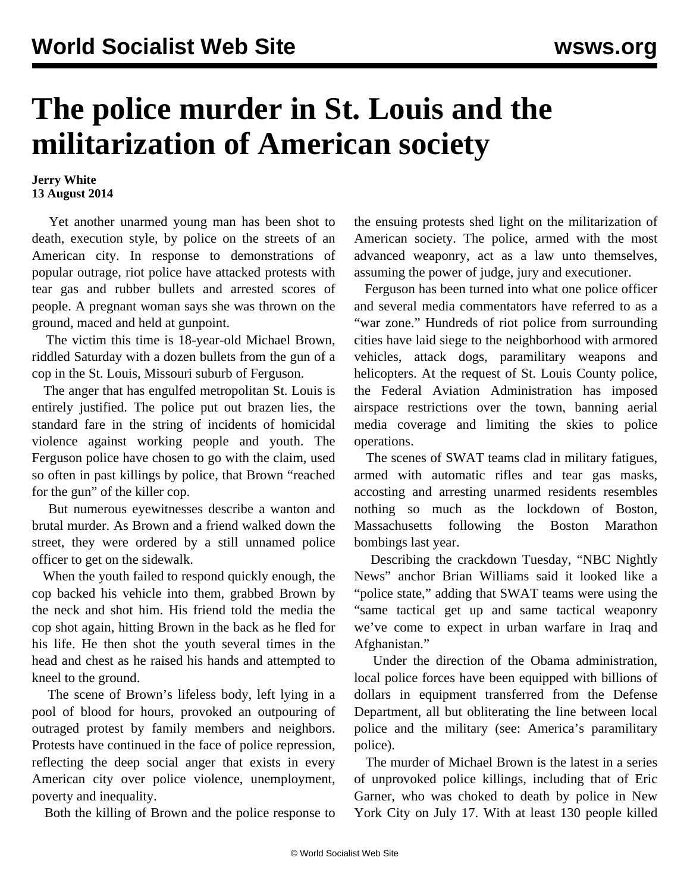# The police murder in St. Louis and the militarization of American society

**Jerry White**
**13 August 2014**

Yet another unarmed young man has been shot to death, execution style, by police on the streets of an American city. In response to demonstrations of popular outrage, riot police have attacked protests with tear gas and rubber bullets and arrested scores of people. A pregnant woman says she was thrown on the ground, maced and held at gunpoint.

The victim this time is 18-year-old Michael Brown, riddled Saturday with a dozen bullets from the gun of a cop in the St. Louis, Missouri suburb of Ferguson.

The anger that has engulfed metropolitan St. Louis is entirely justified. The police put out brazen lies, the standard fare in the string of incidents of homicidal violence against working people and youth. The Ferguson police have chosen to go with the claim, used so often in past killings by police, that Brown "reached for the gun" of the killer cop.

But numerous eyewitnesses describe a wanton and brutal murder. As Brown and a friend walked down the street, they were ordered by a still unnamed police officer to get on the sidewalk.

When the youth failed to respond quickly enough, the cop backed his vehicle into them, grabbed Brown by the neck and shot him. His friend told the media the cop shot again, hitting Brown in the back as he fled for his life. He then shot the youth several times in the head and chest as he raised his hands and attempted to kneel to the ground.

The scene of Brown's lifeless body, left lying in a pool of blood for hours, provoked an outpouring of outraged protest by family members and neighbors. Protests have continued in the face of police repression, reflecting the deep social anger that exists in every American city over police violence, unemployment, poverty and inequality.

Both the killing of Brown and the police response to the ensuing protests shed light on the militarization of American society. The police, armed with the most advanced weaponry, act as a law unto themselves, assuming the power of judge, jury and executioner.

Ferguson has been turned into what one police officer and several media commentators have referred to as a "war zone." Hundreds of riot police from surrounding cities have laid siege to the neighborhood with armored vehicles, attack dogs, paramilitary weapons and helicopters. At the request of St. Louis County police, the Federal Aviation Administration has imposed airspace restrictions over the town, banning aerial media coverage and limiting the skies to police operations.

The scenes of SWAT teams clad in military fatigues, armed with automatic rifles and tear gas masks, accosting and arresting unarmed residents resembles nothing so much as the lockdown of Boston, Massachusetts following the Boston Marathon bombings last year.

Describing the crackdown Tuesday, "NBC Nightly News" anchor Brian Williams said it looked like a "police state," adding that SWAT teams were using the "same tactical get up and same tactical weaponry we've come to expect in urban warfare in Iraq and Afghanistan."

Under the direction of the Obama administration, local police forces have been equipped with billions of dollars in equipment transferred from the Defense Department, all but obliterating the line between local police and the military (see: America's paramilitary police).

The murder of Michael Brown is the latest in a series of unprovoked police killings, including that of Eric Garner, who was choked to death by police in New York City on July 17. With at least 130 people killed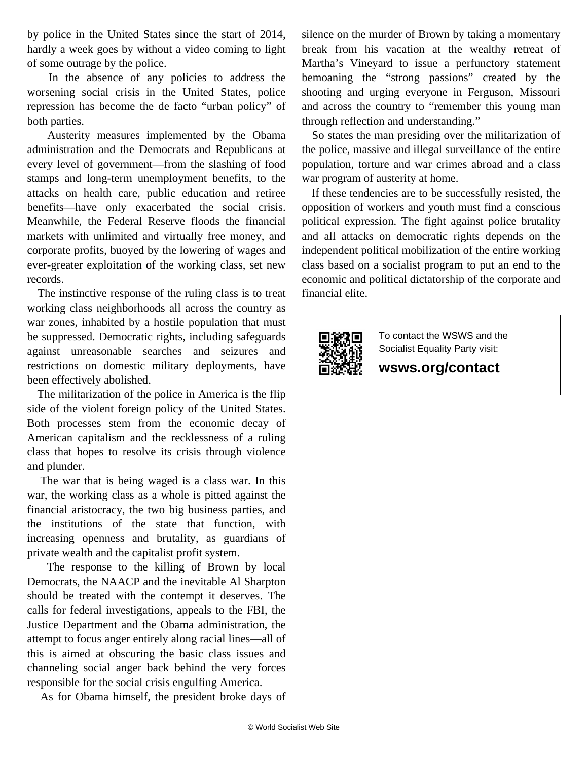by police in the United States since the start of 2014, hardly a week goes by without a video coming to light of some outrage by the police.

In the absence of any policies to address the worsening social crisis in the United States, police repression has become the de facto "urban policy" of both parties.

Austerity measures implemented by the Obama administration and the Democrats and Republicans at every level of government—from the slashing of food stamps and long-term unemployment benefits, to the attacks on health care, public education and retiree benefits—have only exacerbated the social crisis. Meanwhile, the Federal Reserve floods the financial markets with unlimited and virtually free money, and corporate profits, buoyed by the lowering of wages and ever-greater exploitation of the working class, set new records.

The instinctive response of the ruling class is to treat working class neighborhoods all across the country as war zones, inhabited by a hostile population that must be suppressed. Democratic rights, including safeguards against unreasonable searches and seizures and restrictions on domestic military deployments, have been effectively abolished.

The militarization of the police in America is the flip side of the violent foreign policy of the United States. Both processes stem from the economic decay of American capitalism and the recklessness of a ruling class that hopes to resolve its crisis through violence and plunder.

The war that is being waged is a class war. In this war, the working class as a whole is pitted against the financial aristocracy, the two big business parties, and the institutions of the state that function, with increasing openness and brutality, as guardians of private wealth and the capitalist profit system.

The response to the killing of Brown by local Democrats, the NAACP and the inevitable Al Sharpton should be treated with the contempt it deserves. The calls for federal investigations, appeals to the FBI, the Justice Department and the Obama administration, the attempt to focus anger entirely along racial lines—all of this is aimed at obscuring the basic class issues and channeling social anger back behind the very forces responsible for the social crisis engulfing America.

As for Obama himself, the president broke days of silence on the murder of Brown by taking a momentary break from his vacation at the wealthy retreat of Martha's Vineyard to issue a perfunctory statement bemoaning the "strong passions" created by the shooting and urging everyone in Ferguson, Missouri and across the country to "remember this young man through reflection and understanding."

So states the man presiding over the militarization of the police, massive and illegal surveillance of the entire population, torture and war crimes abroad and a class war program of austerity at home.

If these tendencies are to be successfully resisted, the opposition of workers and youth must find a conscious political expression. The fight against police brutality and all attacks on democratic rights depends on the independent political mobilization of the entire working class based on a socialist program to put an end to the economic and political dictatorship of the corporate and financial elite.

To contact the WSWS and the Socialist Equality Party visit:

**wsws.org/contact**